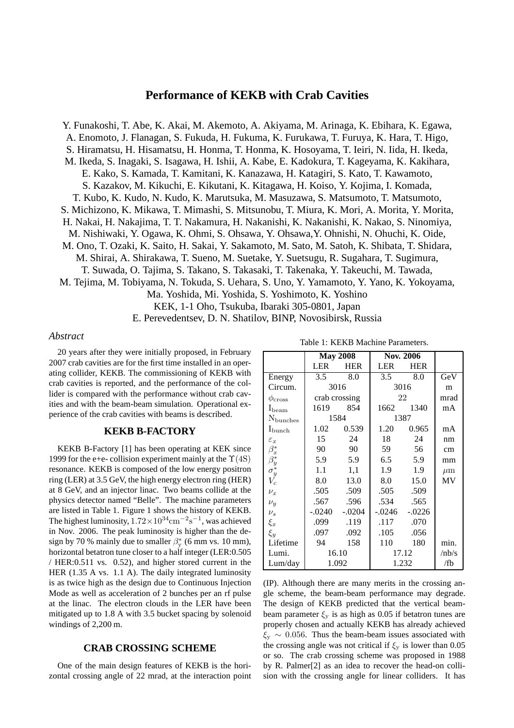# Performance of KEKB with Crab Cavities

Y. Funakoshi, T. Abe, K. Akai, M. Akemoto, A. Akiyama, M. Arinaga, K. Ebihara, K. Egawa, A. Enomoto, J. Flanagan, S. Fukuda, H. Fukuma, K. Furukawa, T. Furuya, K. Hara, T. Higo, S. Hiramatsu, H. Hisamatsu, H. Honma, T. Honma, K. Hosoyama, T. Ieiri, N. Iida, H. Ikeda, M. Ikeda, S. Inagaki, S. Isagawa, H. Ishii, A. Kabe, E. Kadokura, T. Kageyama, K. Kakihara, E. Kako, S. Kamada, T. Kamitani, K. Kanazawa, H. Katagiri, S. Kato, T. Kawamoto, S. Kazakov, M. Kikuchi, E. Kikutani, K. Kitagawa, H. Koiso, Y. Kojima, I. Komada, T. Kubo, K. Kudo, N. Kudo, K. Marutsuka, M. Masuzawa, S. Matsumoto, T. Matsumoto, S. Michizono, K. Mikawa, T. Mimashi, S. Mitsunobu, T. Miura, K. Mori, A. Morita, Y. Morita, H. Nakai, H. Nakajima, T. T. Nakamura, H. Nakanishi, K. Nakanishi, K. Nakao, S. Ninomiya, M. Nishiwaki, Y. Ogawa, K. Ohmi, S. Ohsawa, Y. Ohsawa,Y. Ohnishi, N. Ohuchi, K. Oide, M. Ono, T. Ozaki, K. Saito, H. Sakai, Y. Sakamoto, M. Sato, M. Satoh, K. Shibata, T. Shidara, M. Shirai, A. Shirakawa, T. Sueno, M. Suetake, Y. Suetsugu, R. Sugahara, T. Sugimura, T. Suwada, O. Tajima, S. Takano, S. Takasaki, T. Takenaka, Y. Takeuchi, M. Tawada, M. Tejima, M. Tobiyama, N. Tokuda, S. Uehara, S. Uno, Y. Yamamoto, Y. Yano, K. Yokoyama, Ma. Yoshida, Mi. Yoshida, S. Yoshimoto, K. Yoshino

KEK, 1-1 Oho, Tsukuba, Ibaraki 305-0801, Japan

E. Perevedentsev, D. N. Shatilov, BINP, Novosibirsk, Russia

*Abstract*

20 years after they were initially proposed, in February 2007 crab cavities are for the first time installed in an operating collider, KEKB. The commissioning of KEKB with crab cavities is reported, and the performance of the collider is compared with the performance without crab cavities and with the beam-beam simulation. Operational experience of the crab cavities with beams is described.

## KEKB B-FACTORY

KEKB B-Factory [1] has been operating at KEK since 1999 for the e+e- collision experiment mainly at the $\Upsilon(4S)$ resonance. KEKB is composed of the low energy positron ring (LER) at 3.5 GeV, the high energy electron ring (HER) at 8 GeV, and an injector linac. Two beams collide at the physics detector named "Belle". The machine parameters are listed in Table 1. Figure 1 shows the history of KEKB. The highest luminosity, $1.72\times10^{34}\mathrm{cm}^{-2}\mathrm{s}^{-1}$, was achieved in Nov. 2006. The peak luminosity is higher than the design by 70 % mainly due to smaller $\beta_y^*$ (6 mm vs. 10 mm), horizontal betatron tune closer to a half integer (LER:0.505 / HER:0.511 vs. 0.52), and higher stored current in the HER (1.35 A vs. 1.1 A). The daily integrated luminosity is as twice high as the design due to Continuous Injection Mode as well as acceleration of 2 bunches per an rf pulse at the linac. The electron clouds in the LER have been mitigated up to 1.8 A with 3.5 bucket spacing by solenoid windings of 2,200 m.

Table 1: KEKB Machine Parameters.

| | May 2008 | | Nov. 2006 | | |
|---|---|---|---|---|---|
| | LER | HER | LER | HER | |
| Energy | 3.5 | 8.0 | 3.5 | 8.0 | GeV |
| Circum. | 3016 | | 3016 | | m |
| $\phi_{\mathrm{cross}}$ | crab crossing | | 22 | | mrad |
| $\mathrm{I_{beam}}$ | 1619 | 854 | 1662 | 1340 | mA |
| $\mathrm{N_{bunches}}$ | 1584 | | 1387 | | |
| $\mathrm{I_{bunch}}$ | 1.02 | 0.539 | 1.20 | 0.965 | mA |
| $\varepsilon_x$ | 15 | 24 | 18 | 24 | nm |
| $\beta_x^*$ | 90 | 90 | 59 | 56 | cm |
| $\beta_y^*$ | 5.9 | 5.9 | 6.5 | 5.9 | mm |
| $\sigma_y^*$ | 1.1 | 1,1 | 1.9 | 1.9 | $\mu$m |
| $V_c$ | 8.0 | 13.0 | 8.0 | 15.0 | MV |
| $\nu_x$ | .505 | .509 | .505 | .509 | |
| $\nu_y$ | .567 | .596 | .534 | .565 | |
| $\nu_s$ | -.0240 | -.0204 | -.0246 | -.0226 | |
| $\xi_x$ | .099 | .119 | .117 | .070 | |
| $\xi_y$ | .097 | .092 | .105 | .056 | |
| Lifetime | 94 | 158 | 110 | 180 | min. |
| Lumi. | 16.10 | | 17.12 | | /nb/s |
| Lum/day | 1.092 | | 1.232 | | /fb |

## CRAB CROSSING SCHEME

One of the main design features of KEKB is the horizontal crossing angle of 22 mrad, at the interaction point (IP). Although there are many merits in the crossing angle scheme, the beam-beam performance may degrade. The design of KEKB predicted that the vertical beam-beam parameter $\xi_y$ is as high as 0.05 if betatron tunes are properly chosen and actually KEKB has already achieved $\xi_y \sim 0.056$. Thus the beam-beam issues associated with the crossing angle was not critical if $\xi_y$ is lower than 0.05 or so. The crab crossing scheme was proposed in 1988 by R. Palmer[2] as an idea to recover the head-on collision with the crossing angle for linear colliders. It has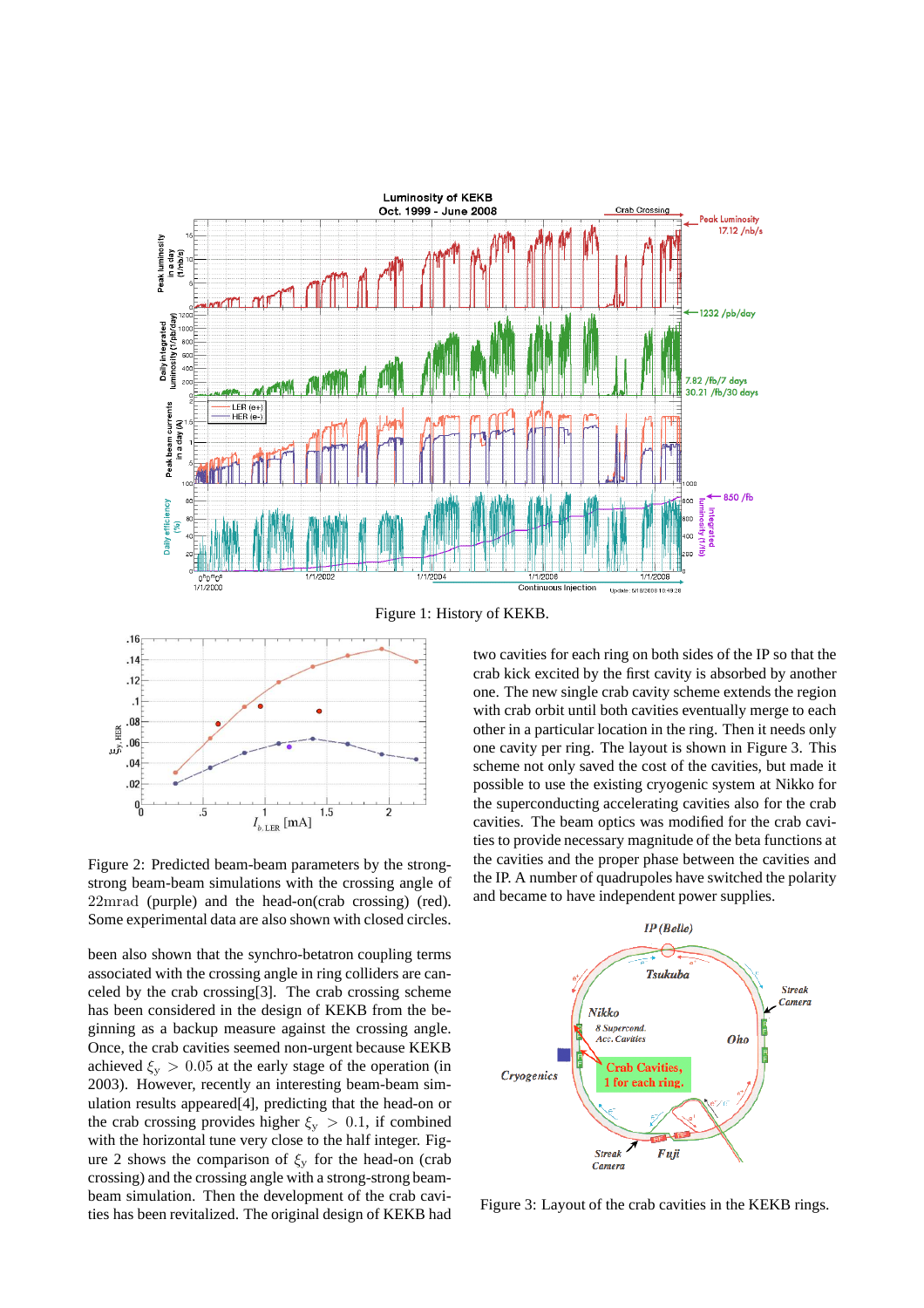Figure 1: History of KEKB.

Figure 2: Predicted beam-beam parameters by the strong-strong beam-beam simulations with the crossing angle of 22mrad (purple) and the head-on(crab crossing) (red). Some experimental data are also shown with closed circles.

been also shown that the synchro-betatron coupling terms associated with the crossing angle in ring colliders are canceled by the crab crossing[3]. The crab crossing scheme has been considered in the design of KEKB from the beginning as a backup measure against the crossing angle. Once, the crab cavities seemed non-urgent because KEKB achieved $\xi_y > 0.05$ at the early stage of the operation (in 2003). However, recently an interesting beam-beam simulation results appeared[4], predicting that the head-on or the crab crossing provides higher $\xi_y > 0.1$, if combined with the horizontal tune very close to the half integer. Figure 2 shows the comparison of $\xi_y$ for the head-on (crab crossing) and the crossing angle with a strong-strong beam-beam simulation. Then the development of the crab cavities has been revitalized. The original design of KEKB had two cavities for each ring on both sides of the IP so that the crab kick excited by the first cavity is absorbed by another one. The new single crab cavity scheme extends the region with crab orbit until both cavities eventually merge to each other in a particular location in the ring. Then it needs only one cavity per ring. The layout is shown in Figure 3. This scheme not only saved the cost of the cavities, but made it possible to use the existing cryogenic system at Nikko for the superconducting accelerating cavities also for the crab cavities. The beam optics was modified for the crab cavities to provide necessary magnitude of the beta functions at the cavities and the proper phase between the cavities and the IP. A number of quadrupoles have switched the polarity and became to have independent power supplies.

Figure 3: Layout of the crab cavities in the KEKB rings.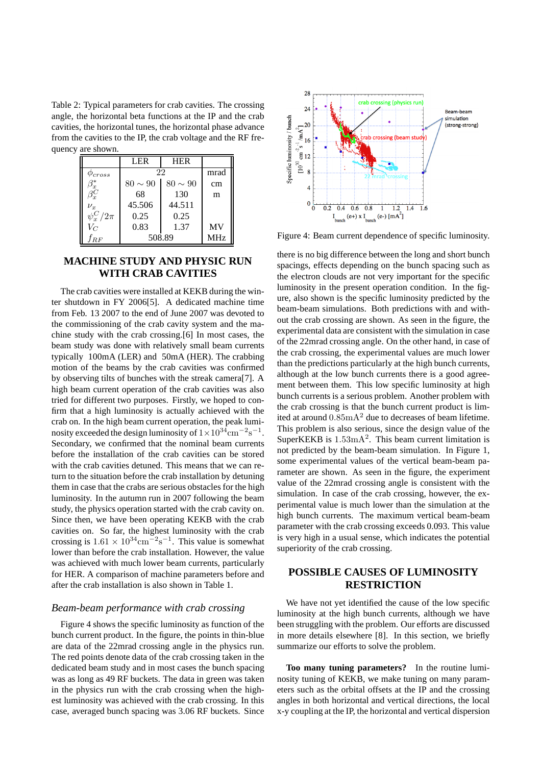Table 2: Typical parameters for crab cavities. The crossing angle, the horizontal beta functions at the IP and the crab cavities, the horizontal tunes, the horizontal phase advance from the cavities to the IP, the crab voltage and the RF frequency are shown.

| | LER | HER | |
|---|---|---|---|
| $\phi_{cross}$ | 22 | | mrad |
| $\beta_x^*$ | $80 \sim 90$ | $80 \sim 90$ | cm |
| $\beta_x^C$ | 68 | 130 | m |
| $\nu_x$ | 45.506 | 44.511 | |
| $\psi_x^C/2\pi$ | 0.25 | 0.25 | |
| $V_C$ | 0.83 | 1.37 | MV |
| $f_{RF}$ | 508.89 | | MHz |

## MACHINE STUDY AND PHYSIC RUN WITH CRAB CAVITIES

The crab cavities were installed at KEKB during the winter shutdown in FY 2006[5]. A dedicated machine time from Feb. 13 2007 to the end of June 2007 was devoted to the commissioning of the crab cavity system and the machine study with the crab crossing.[6] In most cases, the beam study was done with relatively small beam currents typically 100mA (LER) and 50mA (HER). The crabbing motion of the beams by the crab cavities was confirmed by observing tilts of bunches with the streak camera[7]. A high beam current operation of the crab cavities was also tried for different two purposes. Firstly, we hoped to confirm that a high luminosity is actually achieved with the crab on. In the high beam current operation, the peak luminosity exceeded the design luminosity of $1 \times 10^{34}\mathrm{cm}^{-2}\mathrm{s}^{-1}$. Secondary, we confirmed that the nominal beam currents before the installation of the crab cavities can be stored with the crab cavities detuned. This means that we can return to the situation before the crab installation by detuning them in case that the crabs are serious obstacles for the high luminosity. In the autumn run in 2007 following the beam study, the physics operation started with the crab cavity on. Since then, we have been operating KEKB with the crab cavities on. So far, the highest luminosity with the crab crossing is $1.61 \times 10^{34}\mathrm{cm}^{-2}\mathrm{s}^{-1}$. This value is somewhat lower than before the crab installation. However, the value was achieved with much lower beam currents, particularly for HER. A comparison of machine parameters before and after the crab installation is also shown in Table 1.

### *Beam-beam performance with crab crossing*

Figure 4 shows the specific luminosity as function of the bunch current product. In the figure, the points in thin-blue are data of the 22mrad crossing angle in the physics run. The red points denote data of the crab crossing taken in the dedicated beam study and in most cases the bunch spacing was as long as 49 RF buckets. The data in green was taken in the physics run with the crab crossing when the highest luminosity was achieved with the crab crossing. In this case, averaged bunch spacing was 3.06 RF buckets. Since there is no big difference between the long and short bunch spacings, effects depending on the bunch spacing such as the electron clouds are not very important for the specific luminosity in the present operation condition. In the figure, also shown is the specific luminosity predicted by the beam-beam simulations. Both predictions with and without the crab crossing are shown. As seen in the figure, the experimental data are consistent with the simulation in case of the 22mrad crossing angle. On the other hand, in case of the crab crossing, the experimental values are much lower than the predictions particularly at the high bunch currents, although at the low bunch currents there is a good agreement between them. This low specific luminosity at high bunch currents is a serious problem. Another problem with the crab crossing is that the bunch current product is limited at around $0.85\mathrm{mA}^2$ due to decreases of beam lifetime. This problem is also serious, since the design value of the SuperKEKB is $1.53\mathrm{mA}^2$. This beam current limitation is not predicted by the beam-beam simulation. In Figure 1, some experimental values of the vertical beam-beam parameter are shown. As seen in the figure, the experiment value of the 22mrad crossing angle is consistent with the simulation. In case of the crab crossing, however, the experimental value is much lower than the simulation at the high bunch currents. The maximum vertical beam-beam parameter with the crab crossing exceeds 0.093. This value is very high in a usual sense, which indicates the potential superiority of the crab crossing.

Figure 4: Beam current dependence of specific luminosity.

## POSSIBLE CAUSES OF LUMINOSITY RESTRICTION

We have not yet identified the cause of the low specific luminosity at the high bunch currents, although we have been struggling with the problem. Our efforts are discussed in more details elsewhere [8]. In this section, we briefly summarize our efforts to solve the problem.

**Too many tuning parameters?** In the routine luminosity tuning of KEKB, we make tuning on many parameters such as the orbital offsets at the IP and the crossing angles in both horizontal and vertical directions, the local x-y coupling at the IP, the horizontal and vertical dispersion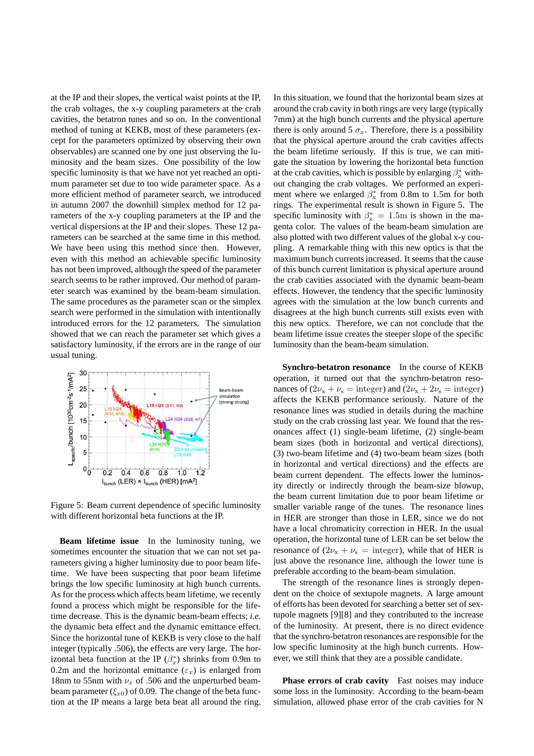at the IP and their slopes, the vertical waist points at the IP, the crab voltages, the x-y coupling parameters at the crab cavities, the betatron tunes and so on. In the conventional method of tuning at KEKB, most of these parameters (except for the parameters optimized by observing their own observables) are scanned one by one just observing the luminosity and the beam sizes. One possibility of the low specific luminosity is that we have not yet reached an optimum parameter set due to too wide parameter space. As a more efficient method of parameter search, we introduced in autumn 2007 the downhill simplex method for 12 parameters of the x-y coupling parameters at the IP and the vertical dispersions at the IP and their slopes. These 12 parameters can be searched at the same time in this method. We have been using this method since then. However, even with this method an achievable specific luminosity has not been improved, although the speed of the parameter search seems to be rather improved. Our method of parameter search was examined by the beam-beam simulation. The same procedures as the parameter scan or the simplex search were performed in the simulation with intentionally introduced errors for the 12 parameters. The simulation showed that we can reach the parameter set which gives a satisfactory luminosity, if the errors are in the range of our usual tuning.

Figure 5: Beam current dependence of specific luminosity with different horizontal beta functions at the IP.

**Beam lifetime issue** In the luminosity tuning, we sometimes encounter the situation that we can not set parameters giving a higher luminosity due to poor beam lifetime. We have been suspecting that poor beam lifetime brings the low specific luminosity at high bunch currents. As for the process which affects beam lifetime, we recently found a process which might be responsible for the lifetime decrease. This is the dynamic beam-beam effects; *i.e.* the dynamic beta effect and the dynamic emittance effect. Since the horizontal tune of KEKB is very close to the half integer (typically .506), the effects are very large. The horizontal beta function at the IP ($\beta_x^*$) shrinks from 0.9m to 0.2m and the horizontal emittance ($\varepsilon_x$) is enlarged from 18nm to 55nm with $\nu_x$ of .506 and the unperturbed beam-beam parameter ($\xi_{x0}$) of 0.09. The change of the beta function at the IP means a large beta beat all around the ring. In this situation, we found that the horizontal beam sizes at around the crab cavity in both rings are very large (typically 7mm) at the high bunch currents and the physical aperture there is only around 5 $\sigma_x$. Therefore, there is a possibility that the physical aperture around the crab cavities affects the beam lifetime seriously. If this is true, we can mitigate the situation by lowering the horizontal beta function at the crab cavities, which is possible by enlarging $\beta_x^*$ without changing the crab voltages. We performed an experiment where we enlarged $\beta_x^*$ from 0.8m to 1.5m for both rings. The experimental result is shown in Figure 5. The specific luminosity with $\beta_x^* = 1.5\text{m}$ is shown in the magenta color. The values of the beam-beam simulation are also plotted with two different values of the global x-y coupling. A remarkable thing with this new optics is that the maximum bunch currents increased. It seems that the cause of this bunch current limitation is physical aperture around the crab cavities associated with the dynamic beam-beam effects. However, the tendency that the specific luminosity agrees with the simulation at the low bunch currents and disagrees at the high bunch currents still exists even with this new optics. Therefore, we can not conclude that the beam lifetime issue creates the steeper slope of the specific luminosity than the beam-beam simulation.

**Synchro-betatron resonance** In the course of KEKB operation, it turned out that the synchro-betatron resonances of ($2\nu_x + \nu_s = \text{integer}$) and ($2\nu_x + 2\nu_s = \text{integer}$) affects the KEKB performance seriously. Nature of the resonance lines was studied in details during the machine study on the crab crossing last year. We found that the resonances affect (1) single-beam lifetime, (2) single-beam beam sizes (both in horizontal and vertical directions), (3) two-beam lifetime and (4) two-beam beam sizes (both in horizontal and vertical directions) and the effects are beam current dependent. The effects lower the luminosity directly or indirectly through the beam-size blowup, the beam current limitation due to poor beam lifetime or smaller variable range of the tunes. The resonance lines in HER are stronger than those in LER, since we do not have a local chromaticity correction in HER. In the usual operation, the horizontal tune of LER can be set below the resonance of ($2\nu_x + \nu_s = \text{integer}$), while that of HER is just above the resonance line, although the lower tune is preferable according to the beam-beam simulation.

The strength of the resonance lines is strongly dependent on the choice of sextupole magnets. A large amount of efforts has been devoted for searching a better set of sextupole magnets [9][8] and they contributed to the increase of the luminosity. At present, there is no direct evidence that the synchro-betatron resonances are responsible for the low specific luminosity at the high bunch currents. However, we still think that they are a possible candidate.

**Phase errors of crab cavity** Fast noises may induce some loss in the luminosity. According to the beam-beam simulation, allowed phase error of the crab cavities for N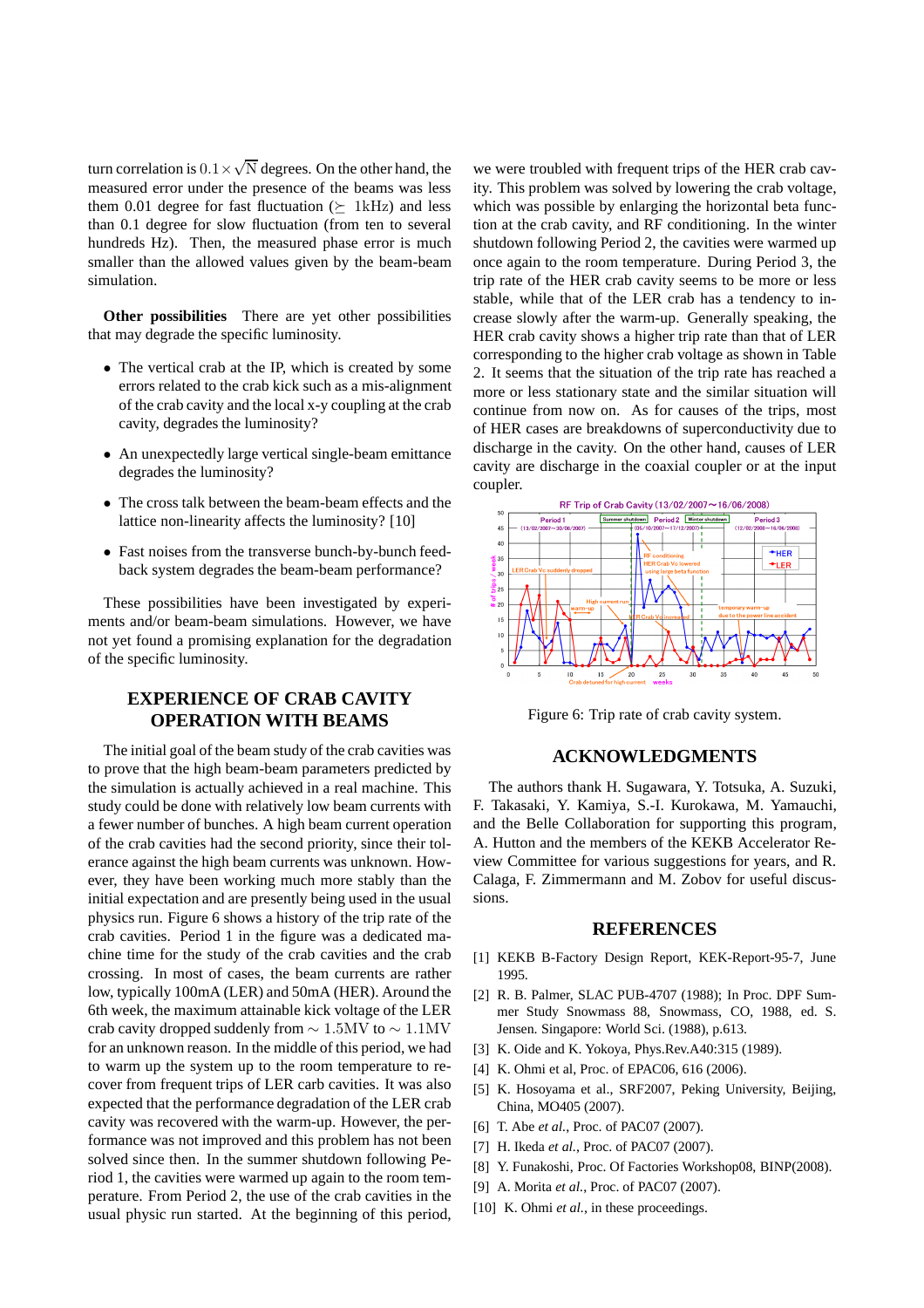turn correlation is $0.1 \times \sqrt{\mathrm{N}}$ degrees. On the other hand, the measured error under the presence of the beams was less them 0.01 degree for fast fluctuation ($\succeq$ 1kHz) and less than 0.1 degree for slow fluctuation (from ten to several hundreds Hz). Then, the measured phase error is much smaller than the allowed values given by the beam-beam simulation.

**Other possibilities** There are yet other possibilities that may degrade the specific luminosity.

- The vertical crab at the IP, which is created by some errors related to the crab kick such as a mis-alignment of the crab cavity and the local x-y coupling at the crab cavity, degrades the luminosity?
- An unexpectedly large vertical single-beam emittance degrades the luminosity?
- The cross talk between the beam-beam effects and the lattice non-linearity affects the luminosity? [10]
- Fast noises from the transverse bunch-by-bunch feedback system degrades the beam-beam performance?

These possibilities have been investigated by experiments and/or beam-beam simulations. However, we have not yet found a promising explanation for the degradation of the specific luminosity.

## EXPERIENCE OF CRAB CAVITY OPERATION WITH BEAMS

The initial goal of the beam study of the crab cavities was to prove that the high beam-beam parameters predicted by the simulation is actually achieved in a real machine. This study could be done with relatively low beam currents with a fewer number of bunches. A high beam current operation of the crab cavities had the second priority, since their tolerance against the high beam currents was unknown. However, they have been working much more stably than the initial expectation and are presently being used in the usual physics run. Figure 6 shows a history of the trip rate of the crab cavities. Period 1 in the figure was a dedicated machine time for the study of the crab cavities and the crab crossing. In most of cases, the beam currents are rather low, typically 100mA (LER) and 50mA (HER). Around the 6th week, the maximum attainable kick voltage of the LER crab cavity dropped suddenly from $\sim 1.5$MV to $\sim 1.1$MV for an unknown reason. In the middle of this period, we had to warm up the system up to the room temperature to recover from frequent trips of LER carb cavities. It was also expected that the performance degradation of the LER crab cavity was recovered with the warm-up. However, the performance was not improved and this problem has not been solved since then. In the summer shutdown following Period 1, the cavities were warmed up again to the room temperature. From Period 2, the use of the crab cavities in the usual physic run started. At the beginning of this period, we were troubled with frequent trips of the HER crab cavity. This problem was solved by lowering the crab voltage, which was possible by enlarging the horizontal beta function at the crab cavity, and RF conditioning. In the winter shutdown following Period 2, the cavities were warmed up once again to the room temperature. During Period 3, the trip rate of the HER crab cavity seems to be more or less stable, while that of the LER crab has a tendency to increase slowly after the warm-up. Generally speaking, the HER crab cavity shows a higher trip rate than that of LER corresponding to the higher crab voltage as shown in Table 2. It seems that the situation of the trip rate has reached a more or less stationary state and the similar situation will continue from now on. As for causes of the trips, most of HER cases are breakdowns of superconductivity due to discharge in the cavity. On the other hand, causes of LER cavity are discharge in the coaxial coupler or at the input coupler.

RF Trip of Crab Cavity (13/02/2007～16/06/2008)

Period 1 (13/02/2007～30/06/2007)
Summer shutdown
Period 2 (05/10/2007～17/12/2007)
Winter shutdown
Period 3 (12/02/2008～16/06/2008)

HER
LER

LER Crab Vc suddenly dropped
RF conditioning
HER Crab Vc lowered using large beta function
High current run
warm-up
HER Crab Vc increased
temporary warm-up due to the power line accident
Crab detuned for high current

# of trips / week
weeks

0 5 10 15 20 25 30 35 40 45 50

Figure 6: Trip rate of crab cavity system.

## ACKNOWLEDGMENTS

The authors thank H. Sugawara, Y. Totsuka, A. Suzuki, F. Takasaki, Y. Kamiya, S.-I. Kurokawa, M. Yamauchi, and the Belle Collaboration for supporting this program, A. Hutton and the members of the KEKB Accelerator Review Committee for various suggestions for years, and R. Calaga, F. Zimmermann and M. Zobov for useful discussions.

## REFERENCES

[1] KEKB B-Factory Design Report, KEK-Report-95-7, June 1995.

[2] R. B. Palmer, SLAC PUB-4707 (1988); In Proc. DPF Summer Study Snowmass 88, Snowmass, CO, 1988, ed. S. Jensen. Singapore: World Sci. (1988), p.613.

[3] K. Oide and K. Yokoya, Phys.Rev.A40:315 (1989).

[4] K. Ohmi et al, Proc. of EPAC06, 616 (2006).

[5] K. Hosoyama et al., SRF2007, Peking University, Beijing, China, MO405 (2007).

[6] T. Abe *et al.*, Proc. of PAC07 (2007).

[7] H. Ikeda *et al.*, Proc. of PAC07 (2007).

[8] Y. Funakoshi, Proc. Of Factories Workshop08, BINP(2008).

[9] A. Morita *et al.*, Proc. of PAC07 (2007).

[10] K. Ohmi *et al.*, in these proceedings.